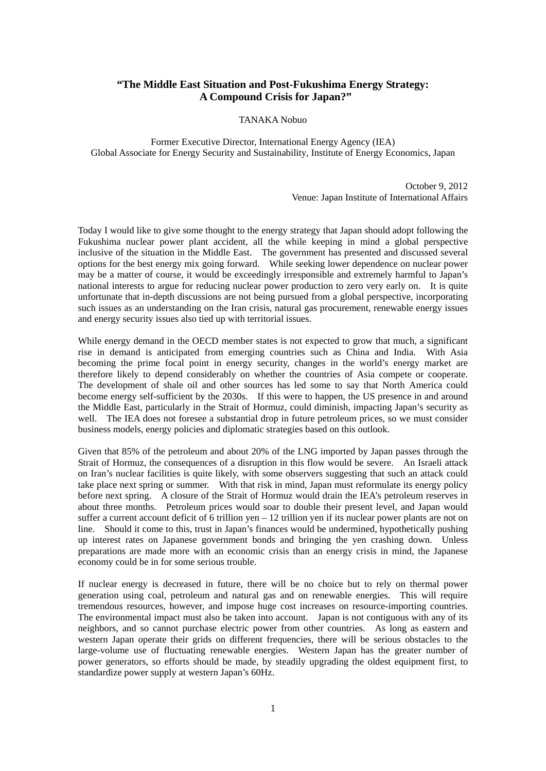# "The Middle East Situation and Post-Fukushima Energy Strategy: A Compound Crisis for Japan?"

TANAKA Nobuo

Former Executive Director, International Energy Agency (IEA)
Global Associate for Energy Security and Sustainability, Institute of Energy Economics, Japan

October 9, 2012
Venue: Japan Institute of International Affairs

Today I would like to give some thought to the energy strategy that Japan should adopt following the Fukushima nuclear power plant accident, all the while keeping in mind a global perspective inclusive of the situation in the Middle East. The government has presented and discussed several options for the best energy mix going forward. While seeking lower dependence on nuclear power may be a matter of course, it would be exceedingly irresponsible and extremely harmful to Japan's national interests to argue for reducing nuclear power production to zero very early on. It is quite unfortunate that in-depth discussions are not being pursued from a global perspective, incorporating such issues as an understanding on the Iran crisis, natural gas procurement, renewable energy issues and energy security issues also tied up with territorial issues.

While energy demand in the OECD member states is not expected to grow that much, a significant rise in demand is anticipated from emerging countries such as China and India. With Asia becoming the prime focal point in energy security, changes in the world's energy market are therefore likely to depend considerably on whether the countries of Asia compete or cooperate. The development of shale oil and other sources has led some to say that North America could become energy self-sufficient by the 2030s. If this were to happen, the US presence in and around the Middle East, particularly in the Strait of Hormuz, could diminish, impacting Japan's security as well. The IEA does not foresee a substantial drop in future petroleum prices, so we must consider business models, energy policies and diplomatic strategies based on this outlook.

Given that 85% of the petroleum and about 20% of the LNG imported by Japan passes through the Strait of Hormuz, the consequences of a disruption in this flow would be severe. An Israeli attack on Iran's nuclear facilities is quite likely, with some observers suggesting that such an attack could take place next spring or summer. With that risk in mind, Japan must reformulate its energy policy before next spring. A closure of the Strait of Hormuz would drain the IEA's petroleum reserves in about three months. Petroleum prices would soar to double their present level, and Japan would suffer a current account deficit of 6 trillion yen – 12 trillion yen if its nuclear power plants are not on line. Should it come to this, trust in Japan's finances would be undermined, hypothetically pushing up interest rates on Japanese government bonds and bringing the yen crashing down. Unless preparations are made more with an economic crisis than an energy crisis in mind, the Japanese economy could be in for some serious trouble.

If nuclear energy is decreased in future, there will be no choice but to rely on thermal power generation using coal, petroleum and natural gas and on renewable energies. This will require tremendous resources, however, and impose huge cost increases on resource-importing countries. The environmental impact must also be taken into account. Japan is not contiguous with any of its neighbors, and so cannot purchase electric power from other countries. As long as eastern and western Japan operate their grids on different frequencies, there will be serious obstacles to the large-volume use of fluctuating renewable energies. Western Japan has the greater number of power generators, so efforts should be made, by steadily upgrading the oldest equipment first, to standardize power supply at western Japan's 60Hz.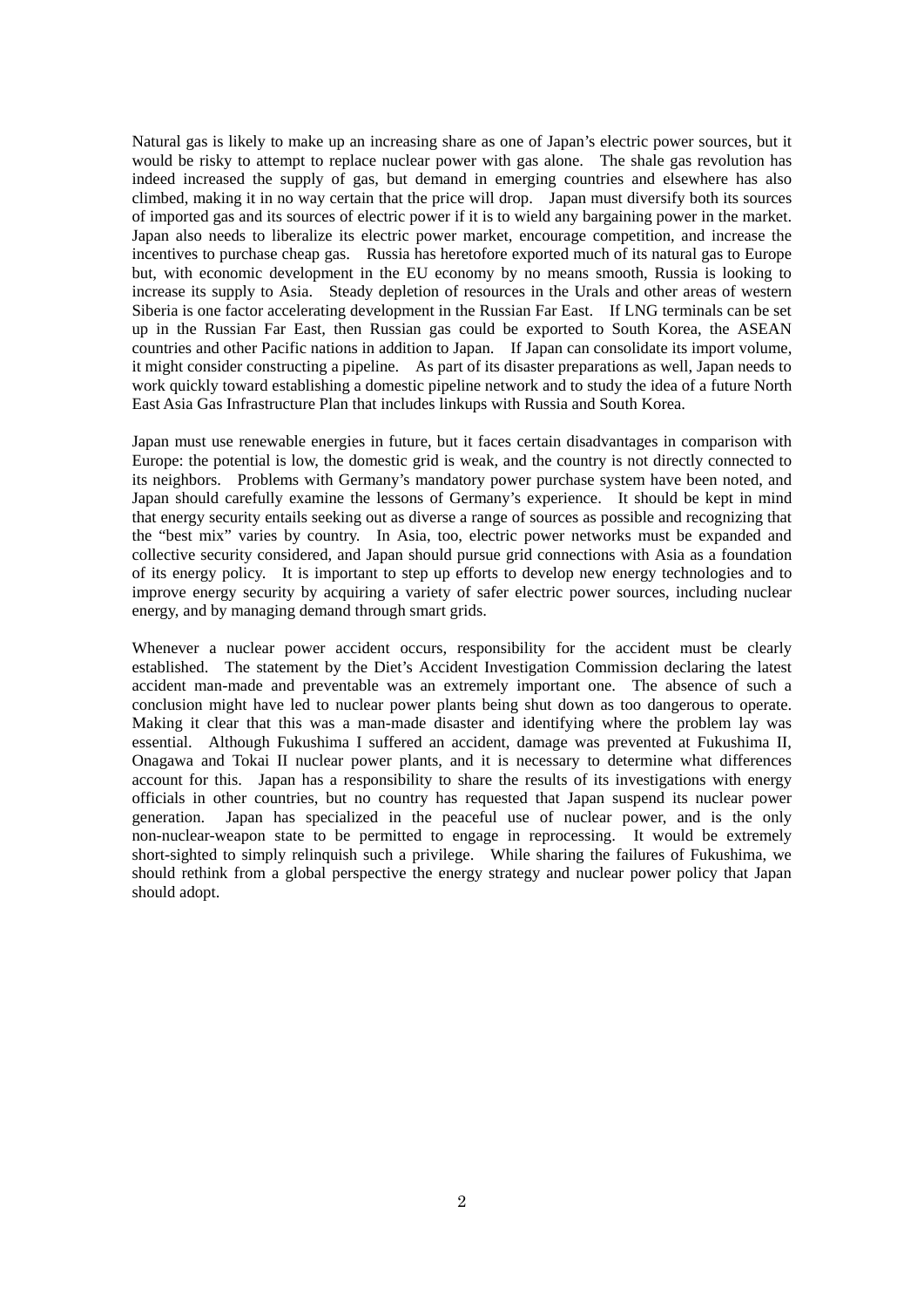Natural gas is likely to make up an increasing share as one of Japan's electric power sources, but it would be risky to attempt to replace nuclear power with gas alone. The shale gas revolution has indeed increased the supply of gas, but demand in emerging countries and elsewhere has also climbed, making it in no way certain that the price will drop. Japan must diversify both its sources of imported gas and its sources of electric power if it is to wield any bargaining power in the market. Japan also needs to liberalize its electric power market, encourage competition, and increase the incentives to purchase cheap gas. Russia has heretofore exported much of its natural gas to Europe but, with economic development in the EU economy by no means smooth, Russia is looking to increase its supply to Asia. Steady depletion of resources in the Urals and other areas of western Siberia is one factor accelerating development in the Russian Far East. If LNG terminals can be set up in the Russian Far East, then Russian gas could be exported to South Korea, the ASEAN countries and other Pacific nations in addition to Japan. If Japan can consolidate its import volume, it might consider constructing a pipeline. As part of its disaster preparations as well, Japan needs to work quickly toward establishing a domestic pipeline network and to study the idea of a future North East Asia Gas Infrastructure Plan that includes linkups with Russia and South Korea.

Japan must use renewable energies in future, but it faces certain disadvantages in comparison with Europe: the potential is low, the domestic grid is weak, and the country is not directly connected to its neighbors. Problems with Germany's mandatory power purchase system have been noted, and Japan should carefully examine the lessons of Germany's experience. It should be kept in mind that energy security entails seeking out as diverse a range of sources as possible and recognizing that the "best mix" varies by country. In Asia, too, electric power networks must be expanded and collective security considered, and Japan should pursue grid connections with Asia as a foundation of its energy policy. It is important to step up efforts to develop new energy technologies and to improve energy security by acquiring a variety of safer electric power sources, including nuclear energy, and by managing demand through smart grids.

Whenever a nuclear power accident occurs, responsibility for the accident must be clearly established. The statement by the Diet's Accident Investigation Commission declaring the latest accident man-made and preventable was an extremely important one. The absence of such a conclusion might have led to nuclear power plants being shut down as too dangerous to operate. Making it clear that this was a man-made disaster and identifying where the problem lay was essential. Although Fukushima I suffered an accident, damage was prevented at Fukushima II, Onagawa and Tokai II nuclear power plants, and it is necessary to determine what differences account for this. Japan has a responsibility to share the results of its investigations with energy officials in other countries, but no country has requested that Japan suspend its nuclear power generation. Japan has specialized in the peaceful use of nuclear power, and is the only non-nuclear-weapon state to be permitted to engage in reprocessing. It would be extremely short-sighted to simply relinquish such a privilege. While sharing the failures of Fukushima, we should rethink from a global perspective the energy strategy and nuclear power policy that Japan should adopt.